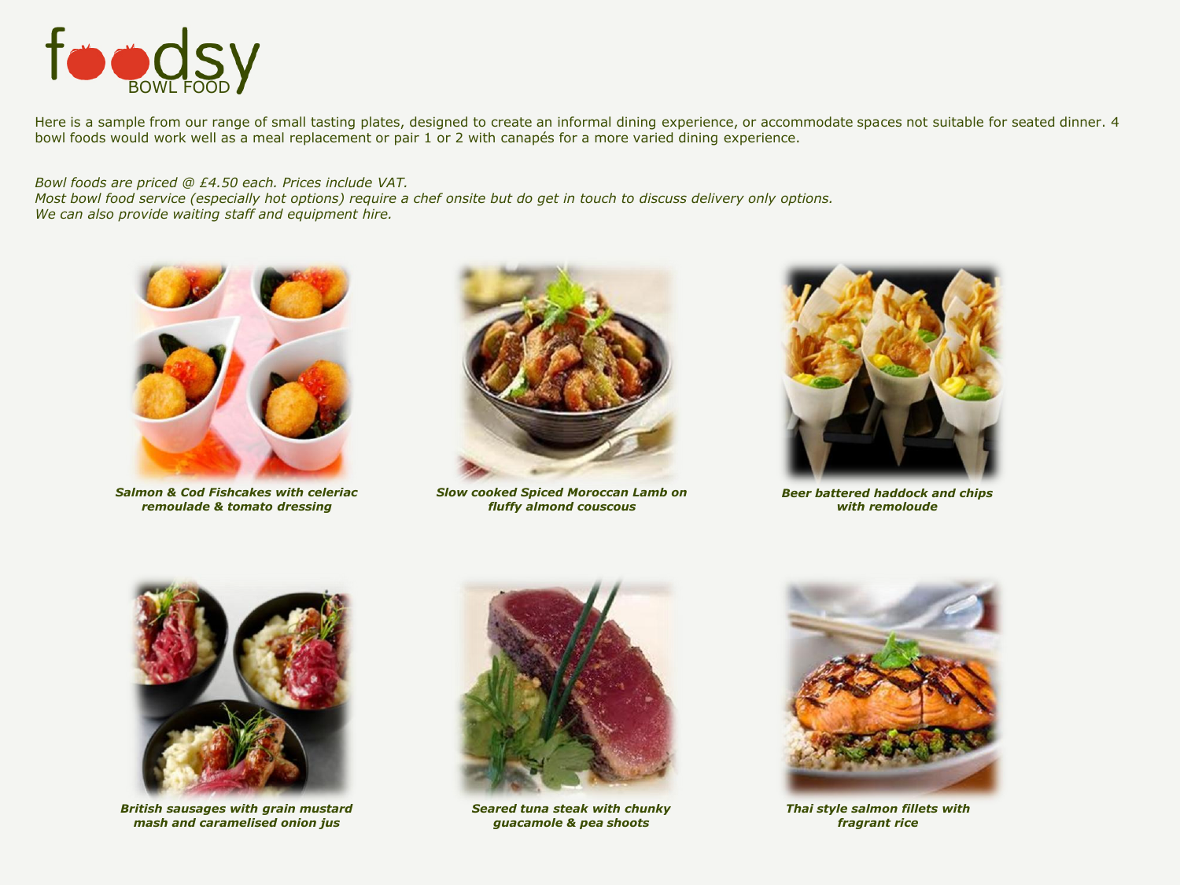# foodsy

BOWL FOOD

Here is a sample from our range of small tasting plates, designed to create an informal dining experience, or accommodate spaces not suitable for seated dinner. 4 bowl foods would work well as a meal replacement or pair 1 or 2 with canapés for a more varied dining experience.

*Bowl foods are priced @ £4.50 each. Prices include VAT.*
*Most bowl food service (especially hot options) require a chef onsite but do get in touch to discuss delivery only options.*
*We can also provide waiting staff and equipment hire.*

***Salmon & Cod Fishcakes with celeriac remoulade & tomato dressing***

***Slow cooked Spiced Moroccan Lamb on fluffy almond couscous***

***Beer battered haddock and chips with remoloude***

***British sausages with grain mustard mash and caramelised onion jus***

***Seared tuna steak with chunky guacamole & pea shoots***

***Thai style salmon fillets with fragrant rice***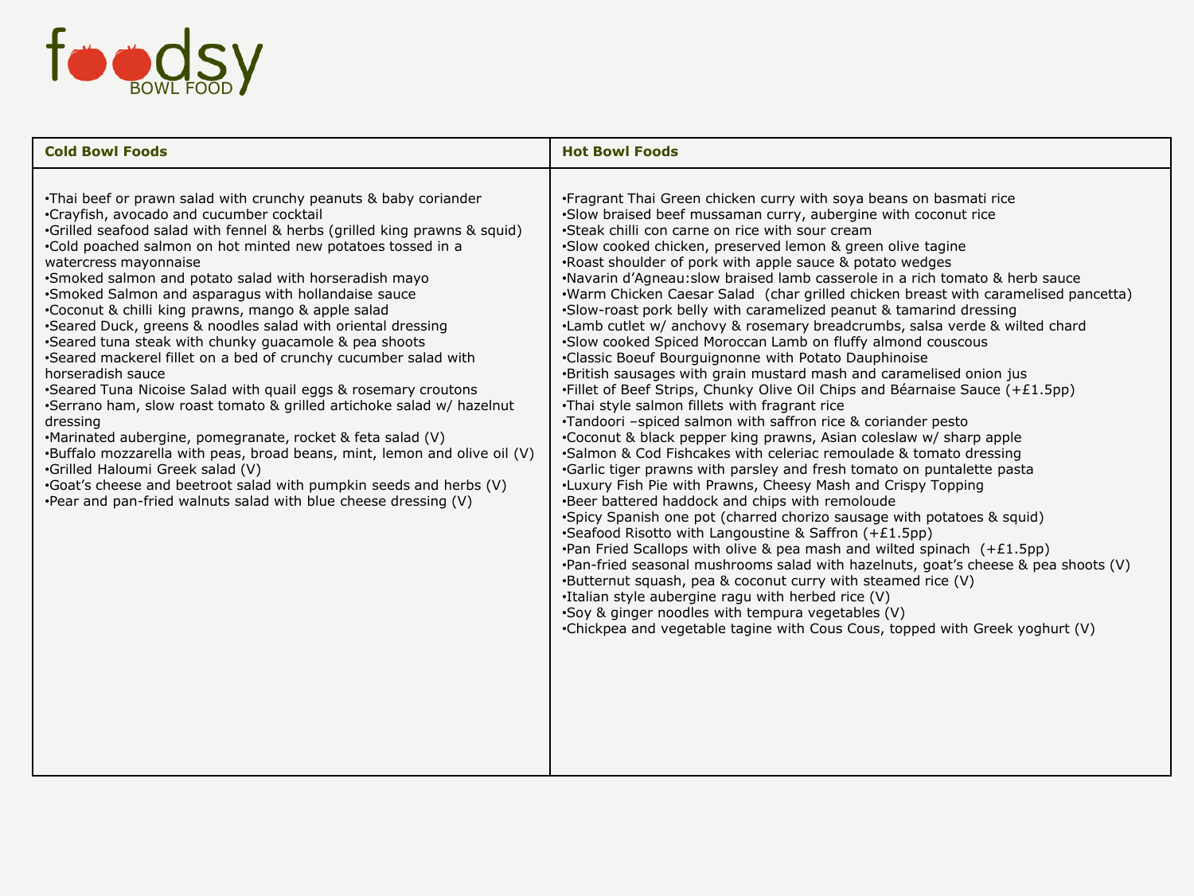foodsy BOWL FOOD

| Cold Bowl Foods | Hot Bowl Foods |
|---|---|
| •Thai beef or prawn salad with crunchy peanuts & baby coriander<br>•Crayfish, avocado and cucumber cocktail<br>•Grilled seafood salad with fennel & herbs (grilled king prawns & squid)<br>•Cold poached salmon on hot minted new potatoes tossed in a watercress mayonnaise<br>•Smoked salmon and potato salad with horseradish mayo<br>•Smoked Salmon and asparagus with hollandaise sauce<br>•Coconut & chilli king prawns, mango & apple salad<br>•Seared Duck, greens & noodles salad with oriental dressing<br>•Seared tuna steak with chunky guacamole & pea shoots<br>•Seared mackerel fillet on a bed of crunchy cucumber salad with horseradish sauce<br>•Seared Tuna Nicoise Salad with quail eggs & rosemary croutons<br>•Serrano ham, slow roast tomato & grilled artichoke salad w/ hazelnut dressing<br>•Marinated aubergine, pomegranate, rocket & feta salad (V)<br>•Buffalo mozzarella with peas, broad beans, mint, lemon and olive oil (V)<br>•Grilled Haloumi Greek salad (V)<br>•Goat's cheese and beetroot salad with pumpkin seeds and herbs (V)<br>•Pear and pan-fried walnuts salad with blue cheese dressing (V) | •Fragrant Thai Green chicken curry with soya beans on basmati rice<br>•Slow braised beef mussaman curry, aubergine with coconut rice<br>•Steak chilli con carne on rice with sour cream<br>•Slow cooked chicken, preserved lemon & green olive tagine<br>•Roast shoulder of pork with apple sauce & potato wedges<br>•Navarin d'Agneau:slow braised lamb casserole in a rich tomato & herb sauce<br>•Warm Chicken Caesar Salad (char grilled chicken breast with caramelised pancetta)<br>•Slow-roast pork belly with caramelized peanut & tamarind dressing<br>•Lamb cutlet w/ anchovy & rosemary breadcrumbs, salsa verde & wilted chard<br>•Slow cooked Spiced Moroccan Lamb on fluffy almond couscous<br>•Classic Boeuf Bourguignonne with Potato Dauphinoise<br>•British sausages with grain mustard mash and caramelised onion jus<br>•Fillet of Beef Strips, Chunky Olive Oil Chips and Béarnaise Sauce (+£1.5pp)<br>•Thai style salmon fillets with fragrant rice<br>•Tandoori –spiced salmon with saffron rice & coriander pesto<br>•Coconut & black pepper king prawns, Asian coleslaw w/ sharp apple<br>•Salmon & Cod Fishcakes with celeriac remoulade & tomato dressing<br>•Garlic tiger prawns with parsley and fresh tomato on puntalette pasta<br>•Luxury Fish Pie with Prawns, Cheesy Mash and Crispy Topping<br>•Beer battered haddock and chips with remoloude<br>•Spicy Spanish one pot (charred chorizo sausage with potatoes & squid)<br>•Seafood Risotto with Langoustine & Saffron (+£1.5pp)<br>•Pan Fried Scallops with olive & pea mash and wilted spinach (+£1.5pp)<br>•Pan-fried seasonal mushrooms salad with hazelnuts, goat's cheese & pea shoots (V)<br>•Butternut squash, pea & coconut curry with steamed rice (V)<br>•Italian style aubergine ragu with herbed rice (V)<br>•Soy & ginger noodles with tempura vegetables (V)<br>•Chickpea and vegetable tagine with Cous Cous, topped with Greek yoghurt (V) |